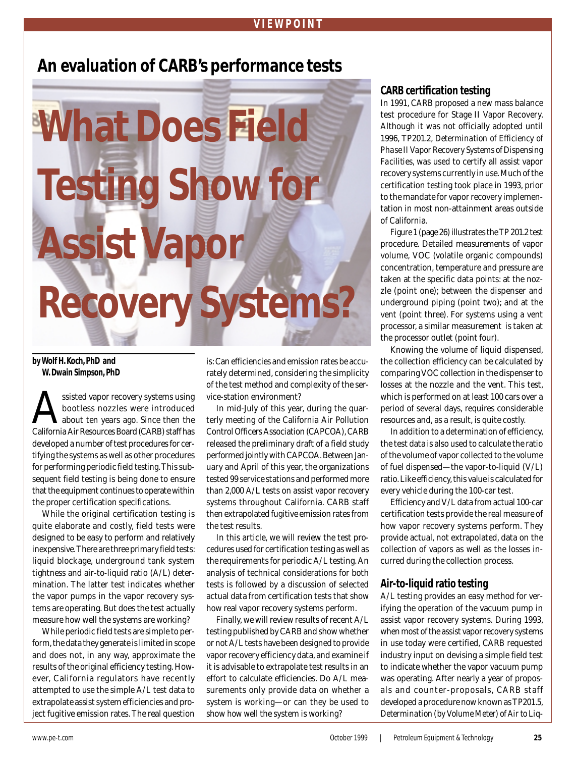VIEWPOINT

## An evaluation of CARB's performance tests

# What Does Field Testing Show for Assist Vapor Recovery Systems?

**by Wolf H. Koch, PhD and W. Dwain Simpson, PhD**

Assisted vapor recovery systems using bootless nozzles were introduced about ten years ago. Since then the California Air Resources Board (CARB) staff has developed a number of test procedures for certifying the systems as well as other procedures for performing periodic field testing. This subsequent field testing is being done to ensure that the equipment continues to operate within the proper certification specifications.

While the original certification testing is quite elaborate and costly, field tests were designed to be easy to perform and relatively inexpensive. There are three primary field tests: liquid blockage, underground tank system tightness and air-to-liquid ratio (A/L) determination. The latter test indicates whether the vapor pumps in the vapor recovery systems are operating. But does the test actually measure how well the systems are working?

While periodic field tests are simple to perform, the data they generate is limited in scope and does not, in any way, approximate the results of the original efficiency testing. However, California regulators have recently attempted to use the simple A/L test data to extrapolate assist system efficiencies and project fugitive emission rates. The real question is: Can efficiencies and emission rates be accurately determined, considering the simplicity of the test method and complexity of the service-station environment?

In mid-July of this year, during the quarterly meeting of the California Air Pollution Control Officers Association (CAPCOA), CARB released the preliminary draft of a field study performed jointly with CAPCOA. Between January and April of this year, the organizations tested 99 service stations and performed more than 2,000 A/L tests on assist vapor recovery systems throughout California. CARB staff then extrapolated fugitive emission rates from the test results.

In this article, we will review the test procedures used for certification testing as well as the requirements for periodic A/L testing. An analysis of technical considerations for both tests is followed by a discussion of selected actual data from certification tests that show how real vapor recovery systems perform.

Finally, we will review results of recent A/L testing published by CARB and show whether or not A/L tests have been designed to provide vapor recovery efficiency data, and examine if it is advisable to extrapolate test results in an effort to calculate efficiencies. Do A/L measurements only provide data on whether a system is working—or can they be used to show how well the system is working?

### CARB certification testing

In 1991, CARB proposed a new mass balance test procedure for Stage II Vapor Recovery. Although it was not officially adopted until 1996, TP201.2, *Determination of Efficiency of Phase II Vapor Recovery Systems of Dispensing Facilities*, was used to certify all assist vapor recovery systems currently in use. Much of the certification testing took place in 1993, prior to the mandate for vapor recovery implementation in most non-attainment areas outside of California.

Figure 1 (page 26) illustrates the TP 201.2 test procedure. Detailed measurements of vapor volume, VOC (volatile organic compounds) concentration, temperature and pressure are taken at the specific data points: at the nozzle (point one); between the dispenser and underground piping (point two); and at the vent (point three). For systems using a vent processor, a similar measurement is taken at the processor outlet (point four).

Knowing the volume of liquid dispensed, the collection efficiency can be calculated by comparing VOC collection in the dispenser to losses at the nozzle and the vent. This test, which is performed on at least 100 cars over a period of several days, requires considerable resources and, as a result, is quite costly.

In addition to a determination of efficiency, the test data is also used to calculate the ratio of the volume of vapor collected to the volume of fuel dispensed—the vapor-to-liquid (V/L) ratio. Like efficiency, this value is calculated for every vehicle during the 100-car test.

Efficiency and V/L data from actual 100-car certification tests provide the real measure of how vapor recovery systems perform. They provide actual, not extrapolated, data on the collection of vapors as well as the losses incurred during the collection process.

### Air-to-liquid ratio testing

A/L testing provides an easy method for verifying the operation of the vacuum pump in assist vapor recovery systems. During 1993, when most of the assist vapor recovery systems in use today were certified, CARB requested industry input on devising a simple field test to indicate whether the vapor vacuum pump was operating. After nearly a year of proposals and counter-proposals, CARB staff developed a procedure now known as TP201.5, *Determination (by Volume Meter) of Air to Liq-*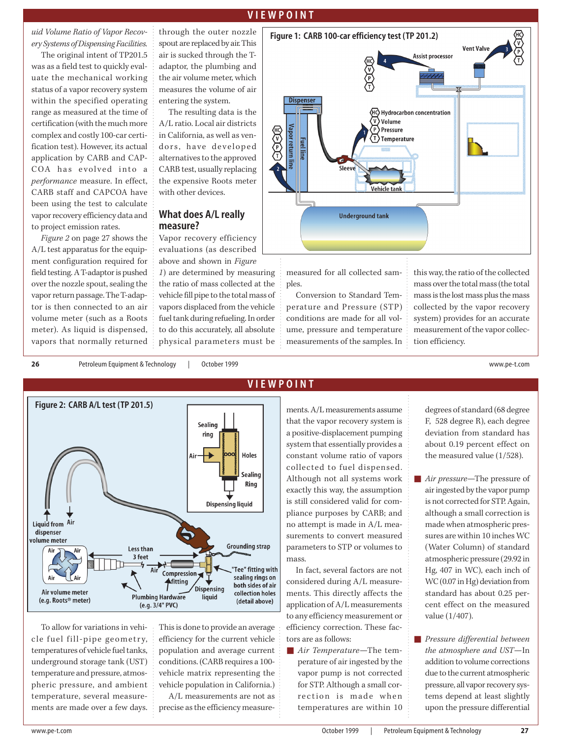uid Volume Ratio of Vapor Recovery Systems of Dispensing Facilities.*

The original intent of TP201.5 was as a field test to quickly evaluate the mechanical working status of a vapor recovery system within the specified operating range as measured at the time of certification (with the much more complex and costly 100-car certification test). However, its actual application by CARB and CAPCOA has evolved into a *performance* measure. In effect, CARB staff and CAPCOA have been using the test to calculate vapor recovery efficiency data and to project emission rates.

*Figure 2* on page 27 shows the A/L test apparatus for the equipment configuration required for field testing. A T-adaptor is pushed over the nozzle spout, sealing the vapor return passage. The T-adaptor is then connected to an air volume meter (such as a Roots meter). As liquid is dispensed, vapors that normally returned through the outer nozzle spout are replaced by air. This air is sucked through the T-adaptor, the plumbing and the air volume meter, which measures the volume of air entering the system.

The resulting data is the A/L ratio. Local air districts in California, as well as vendors, have developed alternatives to the approved CARB test, usually replacing the expensive Roots meter with other devices.

## What does A/L really measure?

Vapor recovery efficiency evaluations (as described above and shown in *Figure 1*) are determined by measuring the ratio of mass collected at the vehicle fill pipe to the total mass of vapors displaced from the vehicle fuel tank during refueling. In order to do this accurately, all absolute physical parameters must be measured for all collected samples.

Conversion to Standard Temperature and Pressure (STP) conditions are made for all volume, pressure and temperature measurements of the samples. In this way, the ratio of the collected mass over the total mass (the total mass is the lost mass plus the mass collected by the vapor recovery system) provides for an accurate measurement of the vapor collection efficiency.

**Figure 1: CARB 100-car efficiency test (TP 201.2)**

**Figure 2: CARB A/L test (TP 201.5)**

To allow for variations in vehicle fuel fill-pipe geometry, temperatures of vehicle fuel tanks, underground storage tank (UST) temperature and pressure, atmospheric pressure, and ambient temperature, several measurements are made over a few days. This is done to provide an average efficiency for the current vehicle population and average current conditions. (CARB requires a 100-vehicle matrix representing the vehicle population in California.)

A/L measurements are not as precise as the efficiency measurements. A/L measurements assume that the vapor recovery system is a positive-displacement pumping system that essentially provides a constant volume ratio of vapors collected to fuel dispensed. Although not all systems work exactly this way, the assumption is still considered valid for compliance purposes by CARB; and no attempt is made in A/L measurements to convert measured parameters to STP or volumes to mass.

In fact, several factors are not considered during A/L measurements. This directly affects the application of A/L measurements to any efficiency measurement or efficiency correction. These factors are as follows:

- *Air Temperature*—The temperature of air ingested by the vapor pump is not corrected for STP. Although a small correction is made when temperatures are within 10 degrees of standard (68 degree F, 528 degree R), each degree deviation from standard has about 0.19 percent effect on the measured value (1/528).
- *Air pressure*—The pressure of air ingested by the vapor pump is not corrected for STP. Again, although a small correction is made when atmospheric pressures are within 10 inches WC (Water Column) of standard atmospheric pressure (29.92 in Hg, 407 in WC), each inch of WC (0.07 in Hg) deviation from standard has about 0.25 percent effect on the measured value (1/407).
- *Pressure differential between the atmosphere and UST*—In addition to volume corrections due to the current atmospheric pressure, all vapor recovery systems depend at least slightly upon the pressure differential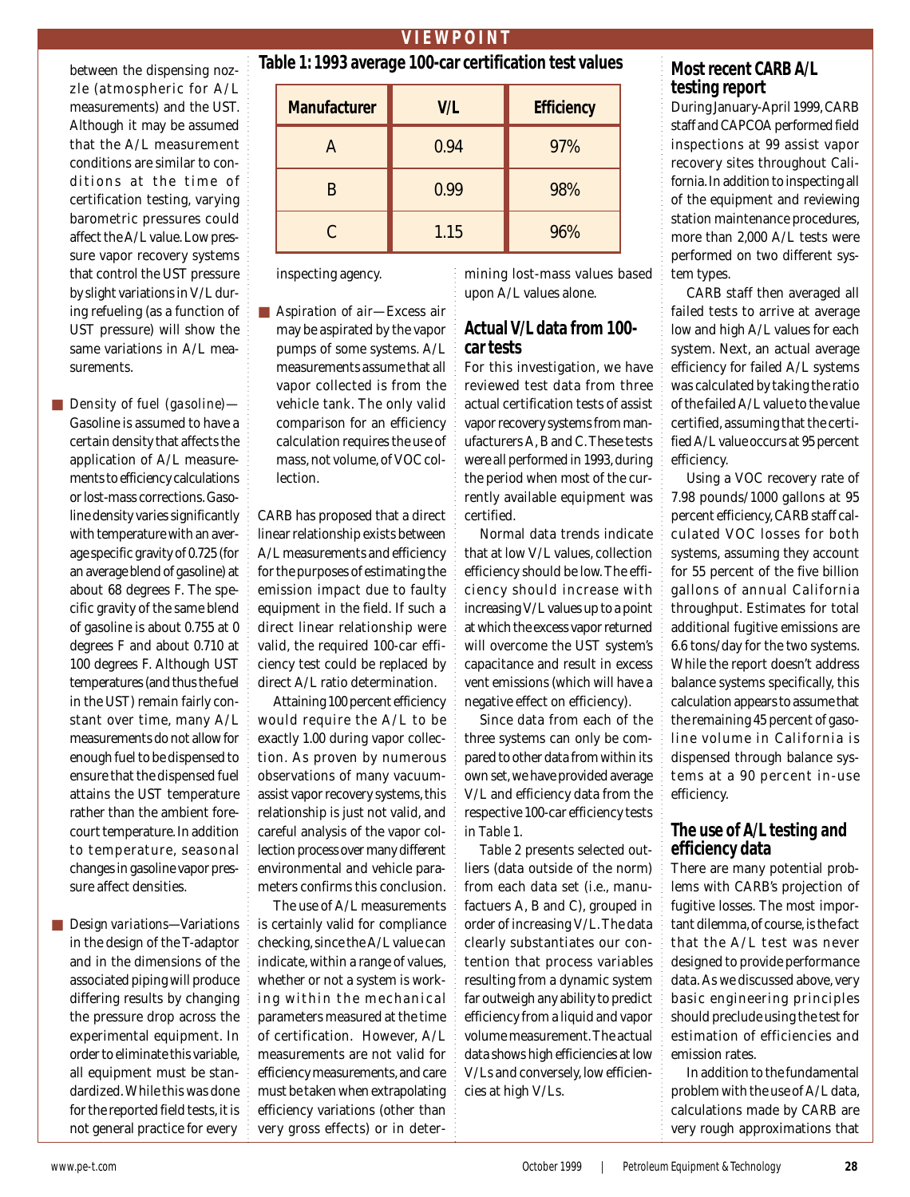between the dispensing nozzle (atmospheric for A/L measurements) and the UST. Although it may be assumed that the A/L measurement conditions are similar to conditions at the time of certification testing, varying barometric pressures could affect the A/L value. Low pressure vapor recovery systems that control the UST pressure by slight variations in V/L during refueling (as a function of UST pressure) will show the same variations in A/L measurements.

- *Density of fuel (gasoline)*—Gasoline is assumed to have a certain density that affects the application of A/L measurements to efficiency calculations or lost-mass corrections. Gasoline density varies significantly with temperature with an average specific gravity of 0.725 (for an average blend of gasoline) at about 68 degrees F. The specific gravity of the same blend of gasoline is about 0.755 at 0 degrees F and about 0.710 at 100 degrees F. Although UST temperatures (and thus the fuel in the UST) remain fairly constant over time, many A/L measurements do not allow for enough fuel to be dispensed to ensure that the dispensed fuel attains the UST temperature rather than the ambient forecourt temperature. In addition to temperature, seasonal changes in gasoline vapor pressure affect densities.

- *Design variations*—Variations in the design of the T-adaptor and in the dimensions of the associated piping will produce differing results by changing the pressure drop across the experimental equipment. In order to eliminate this variable, all equipment must be standardized. While this was done for the reported field tests, it is not general practice for every inspecting agency.

- *Aspiration of air*—Excess air may be aspirated by the vapor pumps of some systems. A/L measurements assume that all vapor collected is from the vehicle tank. The only valid comparison for an efficiency calculation requires the use of mass, not volume, of VOC collection.

CARB has proposed that a direct linear relationship exists between A/L measurements and efficiency for the purposes of estimating the emission impact due to faulty equipment in the field. If such a direct linear relationship were valid, the required 100-car efficiency test could be replaced by direct A/L ratio determination.

Attaining 100 percent efficiency would require the A/L to be exactly 1.00 during vapor collection. As proven by numerous observations of many vacuum-assist vapor recovery systems, this relationship is just not valid, and careful analysis of the vapor collection process over many different environmental and vehicle parameters confirms this conclusion.

The use of A/L measurements is certainly valid for compliance checking, since the A/L value can indicate, within a range of values, whether or not a system is working within the mechanical parameters measured at the time of certification. However, A/L measurements are not valid for efficiency measurements, and care must be taken when extrapolating efficiency variations (other than very gross effects) or in determining lost-mass values based upon A/L values alone.

**Table 1: 1993 average 100-car certification test values**

| Manufacturer | V/L | Efficiency |
|---|---|---|
| A | 0.94 | 97% |
| B | 0.99 | 98% |
| C | 1.15 | 96% |

## Actual V/L data from 100-car tests

For this investigation, we have reviewed test data from three actual certification tests of assist vapor recovery systems from manufacturers A, B and C. These tests were all performed in 1993, during the period when most of the currently available equipment was certified.

Normal data trends indicate that at low V/L values, collection efficiency should be low. The efficiency should increase with increasing V/L values up to a point at which the excess vapor returned will overcome the UST system's capacitance and result in excess vent emissions (which will have a negative effect on efficiency).

Since data from each of the three systems can only be compared to other data from within its own set, we have provided average V/L and efficiency data from the respective 100-car efficiency tests in Table 1.

Table 2 presents selected outliers (data outside of the norm) from each data set (i.e., manufacturers A, B and C), grouped in order of increasing V/L. The data clearly substantiates our contention that process variables resulting from a dynamic system far outweigh any ability to predict efficiency from a liquid and vapor volume measurement. The actual data shows high efficiencies at low V/Ls and conversely, low efficiencies at high V/Ls.

## Most recent CARB A/L testing report

During January-April 1999, CARB staff and CAPCOA performed field inspections at 99 assist vapor recovery sites throughout California. In addition to inspecting all of the equipment and reviewing station maintenance procedures, more than 2,000 A/L tests were performed on two different system types.

CARB staff then averaged all failed tests to arrive at average low and high A/L values for each system. Next, an actual average efficiency for failed A/L systems was calculated by taking the ratio of the failed A/L value to the value certified, assuming that the certified A/L value occurs at 95 percent efficiency.

Using a VOC recovery rate of 7.98 pounds/1000 gallons at 95 percent efficiency, CARB staff calculated VOC losses for both systems, assuming they account for 55 percent of the five billion gallons of annual California throughput. Estimates for total additional fugitive emissions are 6.6 tons/day for the two systems. While the report doesn't address balance systems specifically, this calculation appears to assume that the remaining 45 percent of gasoline volume in California is dispensed through balance systems at a 90 percent in-use efficiency.

## The use of A/L testing and efficiency data

There are many potential problems with CARB's projection of fugitive losses. The most important dilemma, of course, is the fact that the A/L test was never designed to provide performance data. As we discussed above, very basic engineering principles should preclude using the test for estimation of efficiencies and emission rates.

In addition to the fundamental problem with the use of A/L data, calculations made by CARB are very rough approximations that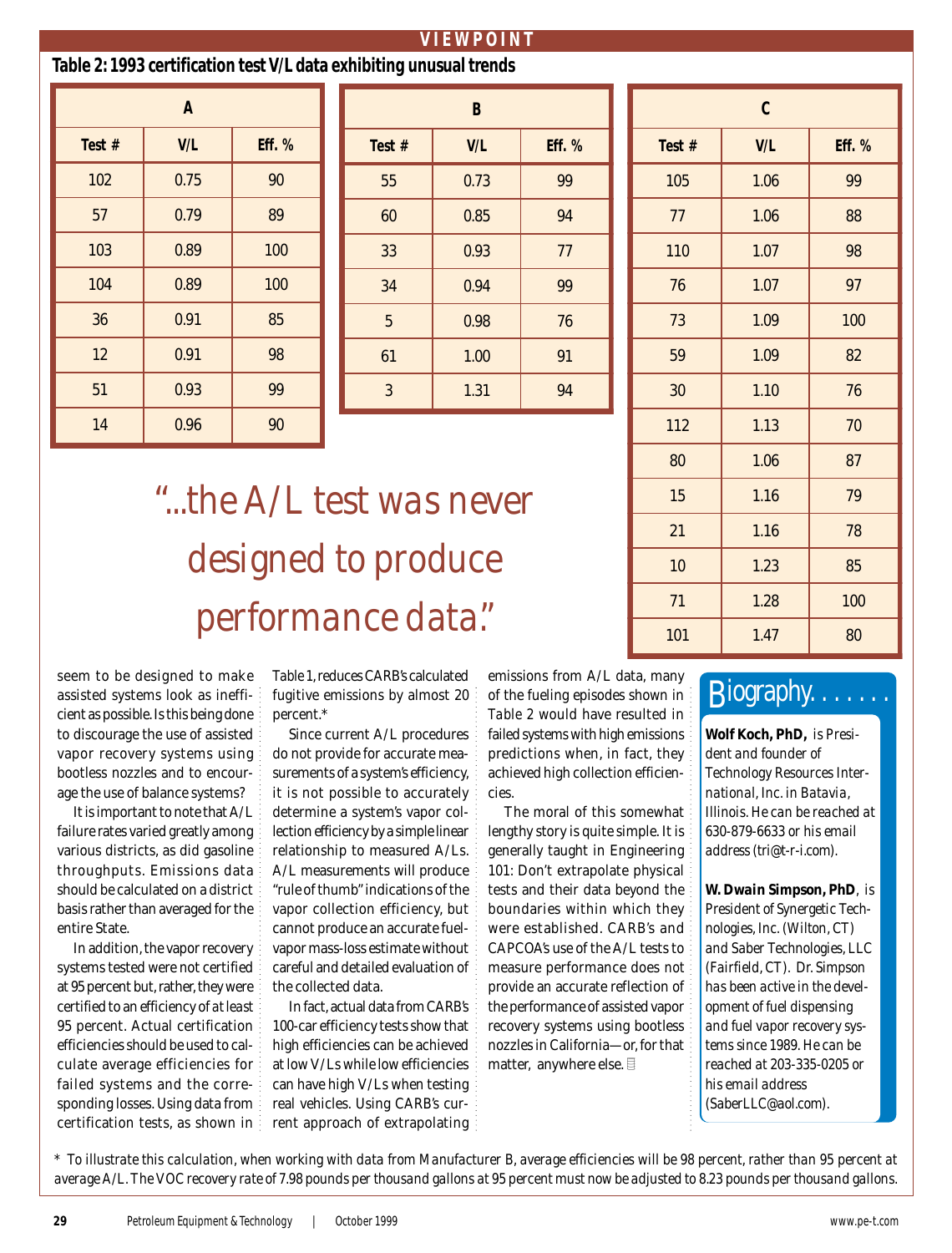**Table 2: 1993 certification test V/L data exhibiting unusual trends**

| A | | |
|---|---|---|
| Test # | V/L | Eff. % |
| 102 | 0.75 | 90 |
| 57 | 0.79 | 89 |
| 103 | 0.89 | 100 |
| 104 | 0.89 | 100 |
| 36 | 0.91 | 85 |
| 12 | 0.91 | 98 |
| 51 | 0.93 | 99 |
| 14 | 0.96 | 90 |

| B | | |
|---|---|---|
| Test # | V/L | Eff. % |
| 55 | 0.73 | 99 |
| 60 | 0.85 | 94 |
| 33 | 0.93 | 77 |
| 34 | 0.94 | 99 |
| 5 | 0.98 | 76 |
| 61 | 1.00 | 91 |
| 3 | 1.31 | 94 |

| C | | |
|---|---|---|
| Test # | V/L | Eff. % |
| 105 | 1.06 | 99 |
| 77 | 1.06 | 88 |
| 110 | 1.07 | 98 |
| 76 | 1.07 | 97 |
| 73 | 1.09 | 100 |
| 59 | 1.09 | 82 |
| 30 | 1.10 | 76 |
| 112 | 1.13 | 70 |
| 80 | 1.06 | 87 |
| 15 | 1.16 | 79 |
| 21 | 1.16 | 78 |
| 10 | 1.23 | 85 |
| 71 | 1.28 | 100 |
| 101 | 1.47 | 80 |

> "...the A/L test was never designed to produce performance data."

seem to be designed to make assisted systems look as inefficient as possible. Is this being done to discourage the use of assisted vapor recovery systems using bootless nozzles and to encourage the use of balance systems?

It is important to note that A/L failure rates varied greatly among various districts, as did gasoline throughputs. Emissions data should be calculated on a district basis rather than averaged for the entire State.

In addition, the vapor recovery systems tested were not certified at 95 percent but, rather, they were certified to an efficiency of *at least* 95 percent. Actual certification efficiencies should be used to calculate average efficiencies for failed systems and the corresponding losses. Using data from certification tests, as shown in Table 1, reduces CARB's calculated fugitive emissions by almost 20 percent.*

Since current A/L procedures do not provide for accurate measurements of a system's efficiency, it is not possible to accurately determine a system's vapor collection efficiency by a simple linear relationship to measured A/Ls. A/L measurements will produce "rule of thumb" indications of the vapor collection efficiency, but cannot produce an accurate fuel-vapor mass-loss estimate without careful and detailed evaluation of the collected data.

In fact, actual data from CARB's 100-car efficiency tests show that high efficiencies can be achieved at low V/Ls while low efficiencies can have high V/Ls when testing real vehicles. Using CARB's current approach of extrapolating emissions from A/L data, many of the fueling episodes shown in Table 2 would have resulted in failed systems with high emissions predictions when, in fact, they achieved high collection efficiencies.

The moral of this somewhat lengthy story is quite simple. It is generally taught in Engineering 101: Don't extrapolate physical tests and their data beyond the boundaries within which they were established. CARB's and CAPCOA's use of the A/L tests to measure performance does not provide an accurate reflection of the performance of assisted vapor recovery systems using bootless nozzles in California—or, for that matter, anywhere else.

## Biography. . . . . . .

**Wolf Koch, PhD,** is President and founder of Technology Resources International, Inc. in Batavia, Illinois. He can be reached at 630-879-6633 or his email address (tri@t-r-i.com).

**W. Dwain Simpson, PhD**, is President of Synergetic Technologies, Inc. (Wilton, CT) and Saber Technologies, LLC (Fairfield, CT). Dr. Simpson has been active in the development of fuel dispensing and fuel vapor recovery systems since 1989. He can be reached at 203-335-0205 or his email address (SaberLLC@aol.com).

\* *To illustrate this calculation, when working with data from Manufacturer B, average efficiencies will be 98 percent, rather than 95 percent at average A/L. The VOC recovery rate of 7.98 pounds per thousand gallons at 95 percent must now be adjusted to 8.23 pounds per thousand gallons.*